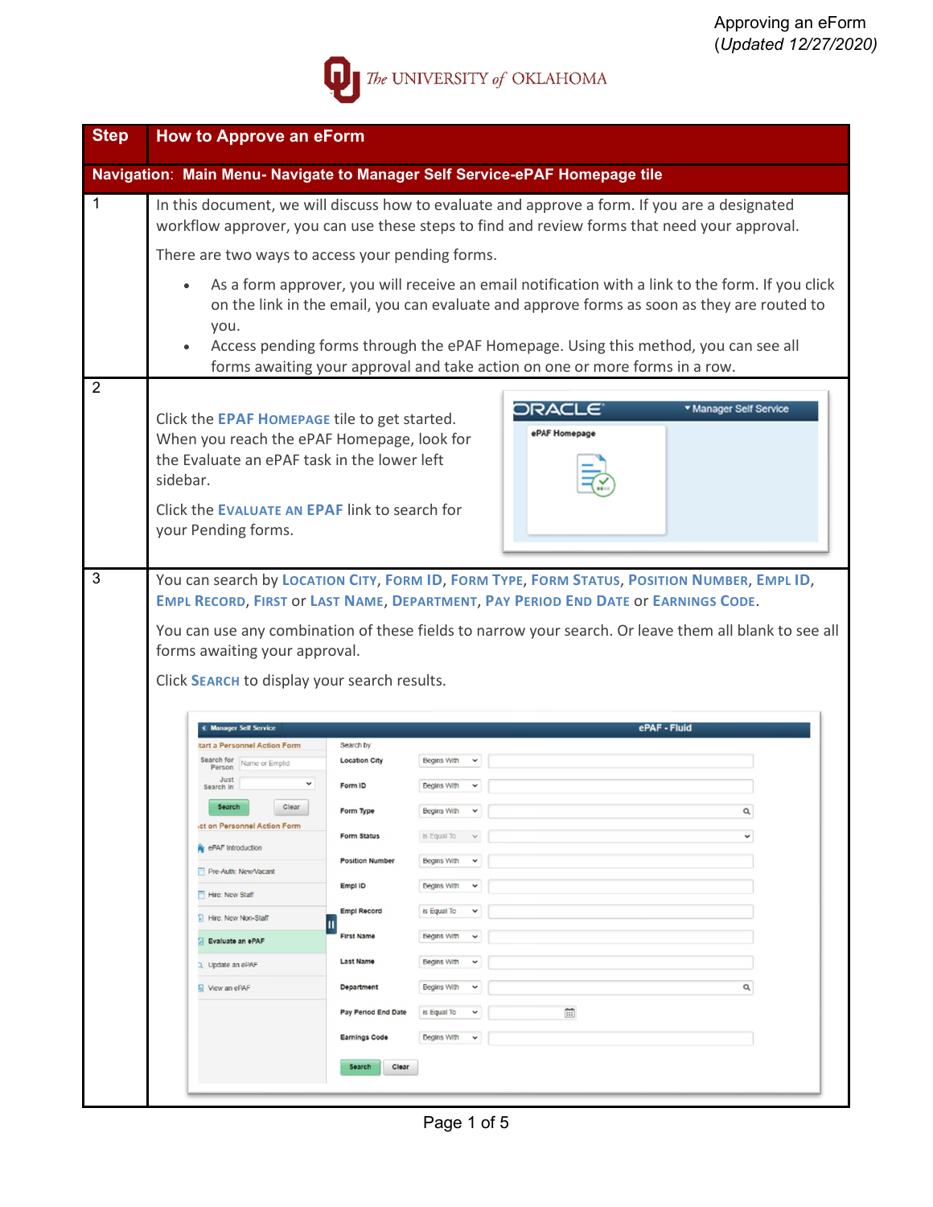Approving an eForm
(*Updated 12/27/2020*)

The UNIVERSITY of OKLAHOMA

| Step | How to Approve an eForm |
|---|---|
| **Navigation: Main Menu- Navigate to Manager Self Service-ePAF Homepage tile** | |
| 1 | In this document, we will discuss how to evaluate and approve a form. If you are a designated workflow approver, you can use these steps to find and review forms that need your approval. There are two ways to access your pending forms. • As a form approver, you will receive an email notification with a link to the form. If you click on the link in the email, you can evaluate and approve forms as soon as they are routed to you. • Access pending forms through the ePAF Homepage. Using this method, you can see all forms awaiting your approval and take action on one or more forms in a row. |
| 2 | Click the **EPAF HOMEPAGE** tile to get started. When you reach the ePAF Homepage, look for the Evaluate an ePAF task in the lower left sidebar. Click the **EVALUATE AN EPAF** link to search for your Pending forms. |
| 3 | You can search by **LOCATION CITY**, **FORM ID**, **FORM TYPE**, **FORM STATUS**, **POSITION NUMBER**, **EMPL ID**, **EMPL RECORD**, **FIRST** or **LAST NAME**, **DEPARTMENT**, **PAY PERIOD END DATE** or **EARNINGS CODE**. You can use any combination of these fields to narrow your search. Or leave them all blank to see all forms awaiting your approval. Click **SEARCH** to display your search results. |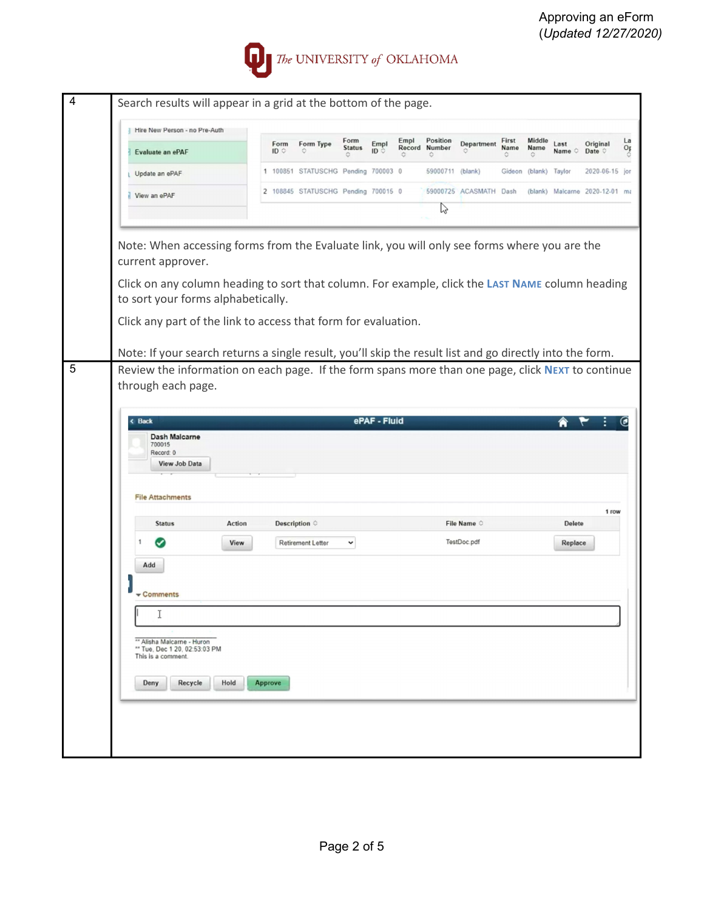| | |
|---|---|
| 4 | Search results will appear in a grid at the bottom of the page.<br><br>Note: When accessing forms from the Evaluate link, you will only see forms where you are the current approver.<br><br>Click on any column heading to sort that column. For example, click the **LAST NAME** column heading to sort your forms alphabetically.<br><br>Click any part of the link to access that form for evaluation.<br><br>Note: If your search returns a single result, you'll skip the result list and go directly into the form. |
| 5 | Review the information on each page. If the form spans more than one page, click **NEXT** to continue through each page. |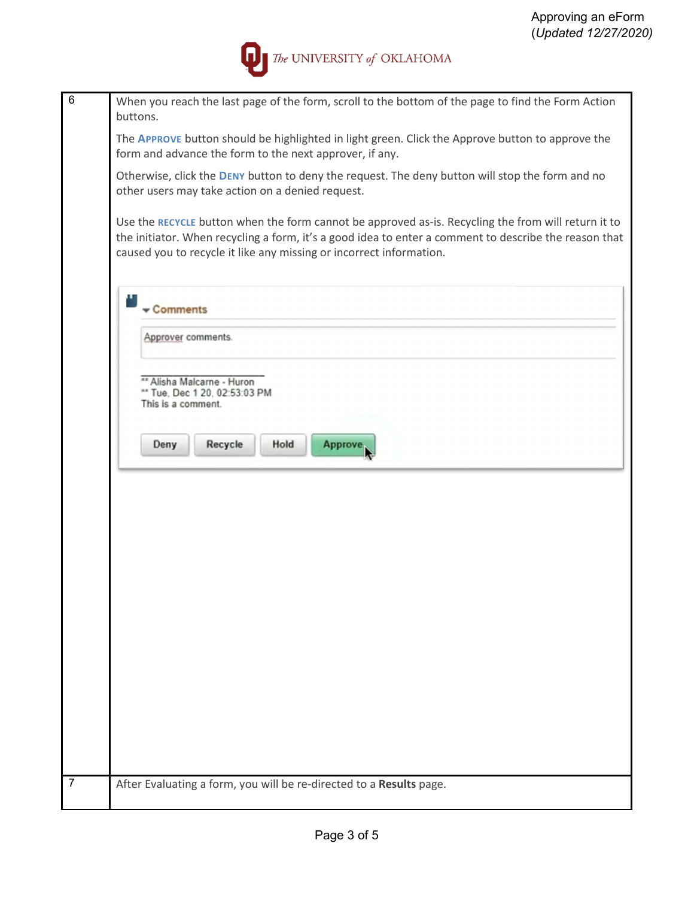| | |
|---|---|
| 6 | When you reach the last page of the form, scroll to the bottom of the page to find the Form Action buttons.<br><br>The **APPROVE** button should be highlighted in light green. Click the Approve button to approve the form and advance the form to the next approver, if any.<br><br>Otherwise, click the **DENY** button to deny the request. The deny button will stop the form and no other users may take action on a denied request.<br><br>Use the **RECYCLE** button when the form cannot be approved as-is. Recycling the from will return it to the initiator. When recycling a form, it's a good idea to enter a comment to describe the reason that caused you to recycle it like any missing or incorrect information.<br><br>Comments<br>Approver comments.<br>** Alisha Malcarne - Huron<br>** Tue, Dec 1 20, 02:53:03 PM<br>This is a comment.<br>Deny Recycle Hold Approve |
| 7 | After Evaluating a form, you will be re-directed to a **Results** page. |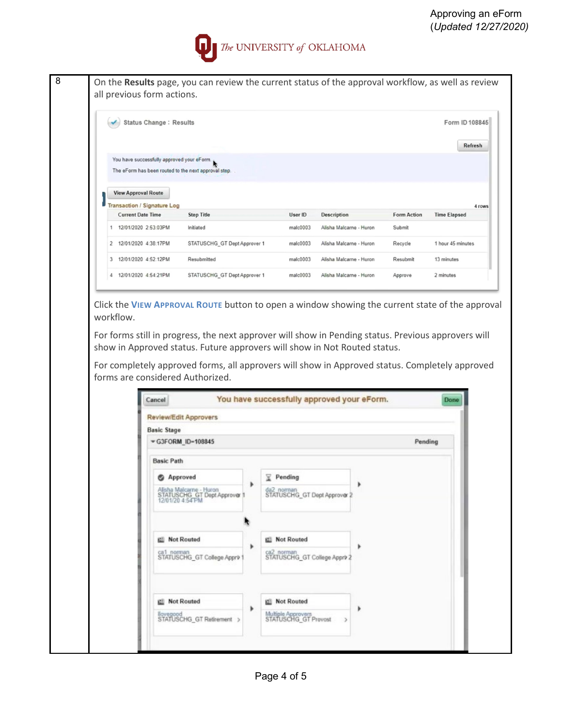| 8 | On the **Results** page, you can review the current status of the approval workflow, as well as review all previous form actions. |
|---|---|

Status Change : Results — Form ID 108845

Refresh

You have successfully approved your eForm

The eForm has been routed to the next approval step.

View Approval Route

Transaction / Signature Log — 4 rows

| | Current Date Time | Step Title | User ID | Description | Form Action | Time Elapsed |
|---|---|---|---|---|---|---|
| 1 | 12/01/2020 2:53:03PM | Initiated | malc0003 | Alisha Malcarne - Huron | Submit | |
| 2 | 12/01/2020 4:38:17PM | STATUSCHG_GT Dept Approver 1 | malc0003 | Alisha Malcarne - Huron | Recycle | 1 hour 45 minutes |
| 3 | 12/01/2020 4:52:12PM | Resubmitted | malc0003 | Alisha Malcarne - Huron | Resubmit | 13 minutes |
| 4 | 12/01/2020 4:54:21PM | STATUSCHG_GT Dept Approver 1 | malc0003 | Alisha Malcarne - Huron | Approve | 2 minutes |

Click the **View Approval Route** button to open a window showing the current state of the approval workflow.

For forms still in progress, the next approver will show in Pending status. Previous approvers will show in Approved status. Future approvers will show in Not Routed status.

For completely approved forms, all approvers will show in Approved status. Completely approved forms are considered Authorized.

Cancel — You have successfully approved your eForm. — Done

Review/Edit Approvers

Basic Stage

G3FORM_ID=108845 — Pending

Basic Path

| Approved: Alisha Malcarne - Huron, STATUSCHG_GT Dept Approver 1, 12/01/20 4:54PM | Pending: da2_norman, STATUSCHG_GT Dept Approver 2 |
|---|---|
| Not Routed: ca1_norman, STATUSCHG_GT College Appr 1 | Not Routed: ca2_norman, STATUSCHG_GT College Appr 2 |
| Not Routed: lloveqood, STATUSCHG_GT Retirement | Not Routed: Multiple Approvers, STATUSCHG_GT Provost |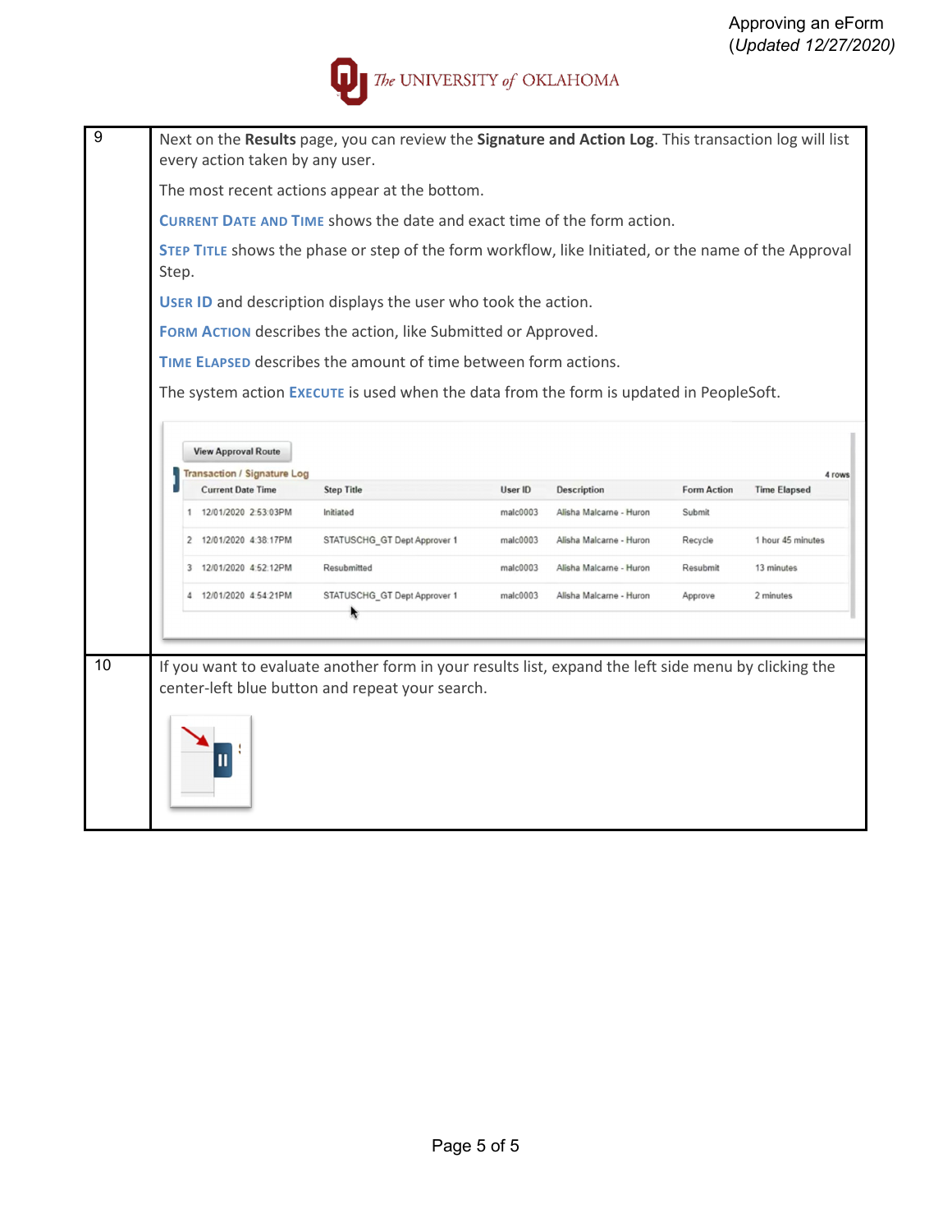| | |
|---|---|
| 9 | Next on the **Results** page, you can review the **Signature and Action Log**. This transaction log will list every action taken by any user.<br><br>The most recent actions appear at the bottom.<br><br>CURRENT DATE AND TIME shows the date and exact time of the form action.<br><br>STEP TITLE shows the phase or step of the form workflow, like Initiated, or the name of the Approval Step.<br><br>USER ID and description displays the user who took the action.<br><br>FORM ACTION describes the action, like Submitted or Approved.<br><br>TIME ELAPSED describes the amount of time between form actions.<br><br>The system action EXECUTE is used when the data from the form is updated in PeopleSoft. |
| 10 | If you want to evaluate another form in your results list, expand the left side menu by clicking the center-left blue button and repeat your search. |

View Approval Route

Transaction / Signature Log — 4 rows

| | Current Date Time | Step Title | User ID | Description | Form Action | Time Elapsed |
|---|---|---|---|---|---|---|
| 1 | 12/01/2020 2:53:03PM | Initiated | malc0003 | Alisha Malcarne - Huron | Submit | |
| 2 | 12/01/2020 4:38:17PM | STATUSCHG_GT Dept Approver 1 | malc0003 | Alisha Malcarne - Huron | Recycle | 1 hour 45 minutes |
| 3 | 12/01/2020 4:52:12PM | Resubmitted | malc0003 | Alisha Malcarne - Huron | Resubmit | 13 minutes |
| 4 | 12/01/2020 4:54:21PM | STATUSCHG_GT Dept Approver 1 | malc0003 | Alisha Malcarne - Huron | Approve | 2 minutes |